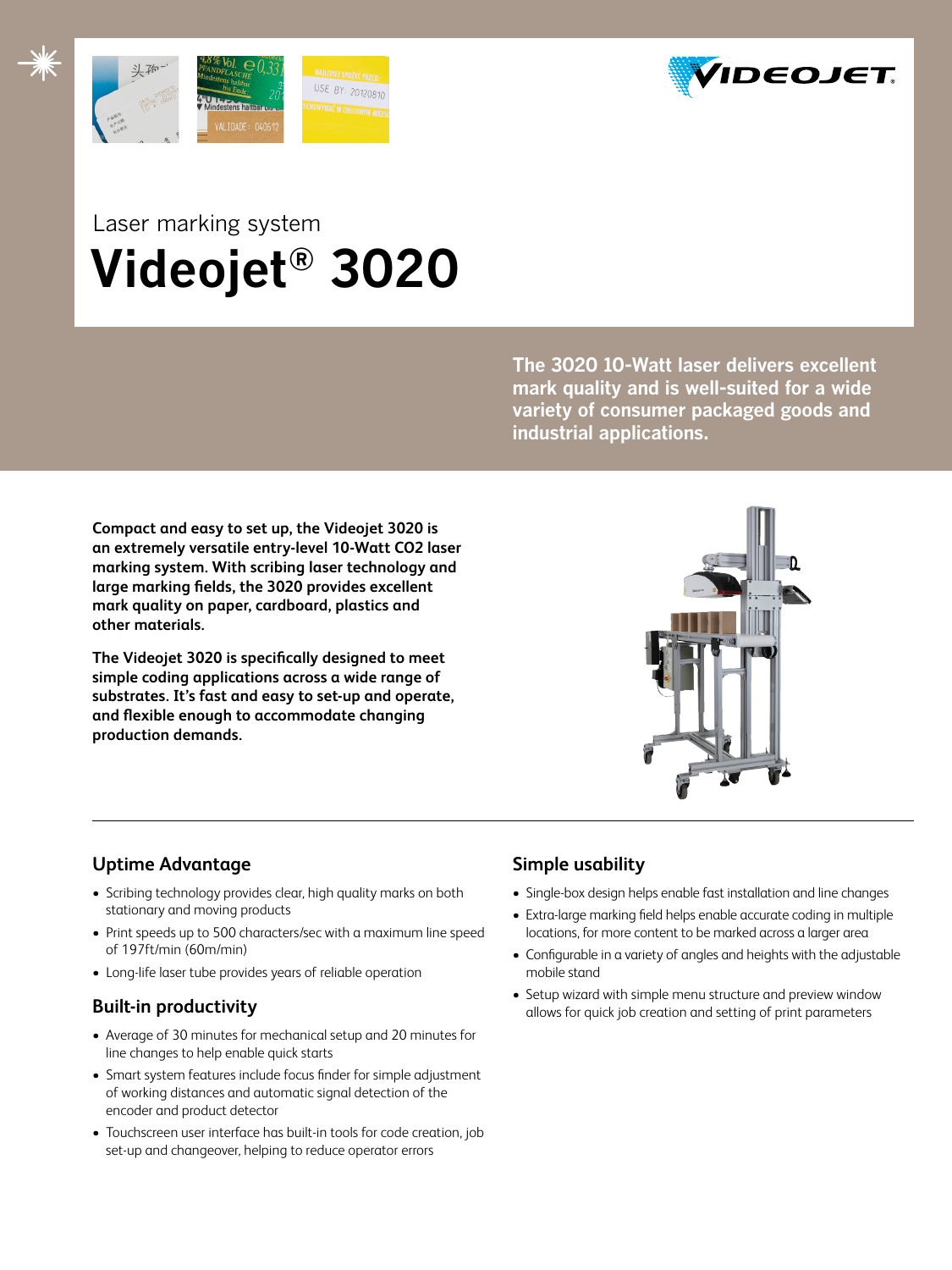Laser marking system

# Videojet® 3020

**The 3020 10-Watt laser delivers excellent mark quality and is well-suited for a wide variety of consumer packaged goods and industrial applications.**

**Compact and easy to set up, the Videojet 3020 is an extremely versatile entry-level 10-Watt CO2 laser marking system. With scribing laser technology and large marking fields, the 3020 provides excellent mark quality on paper, cardboard, plastics and other materials.**

**The Videojet 3020 is specifically designed to meet simple coding applications across a wide range of substrates. It's fast and easy to set-up and operate, and flexible enough to accommodate changing production demands.**

## Uptime Advantage

- Scribing technology provides clear, high quality marks on both stationary and moving products
- Print speeds up to 500 characters/sec with a maximum line speed of 197ft/min (60m/min)
- Long-life laser tube provides years of reliable operation

## Built-in productivity

- Average of 30 minutes for mechanical setup and 20 minutes for line changes to help enable quick starts
- Smart system features include focus finder for simple adjustment of working distances and automatic signal detection of the encoder and product detector
- Touchscreen user interface has built-in tools for code creation, job set-up and changeover, helping to reduce operator errors

## Simple usability

- Single-box design helps enable fast installation and line changes
- Extra-large marking field helps enable accurate coding in multiple locations, for more content to be marked across a larger area
- Configurable in a variety of angles and heights with the adjustable mobile stand
- Setup wizard with simple menu structure and preview window allows for quick job creation and setting of print parameters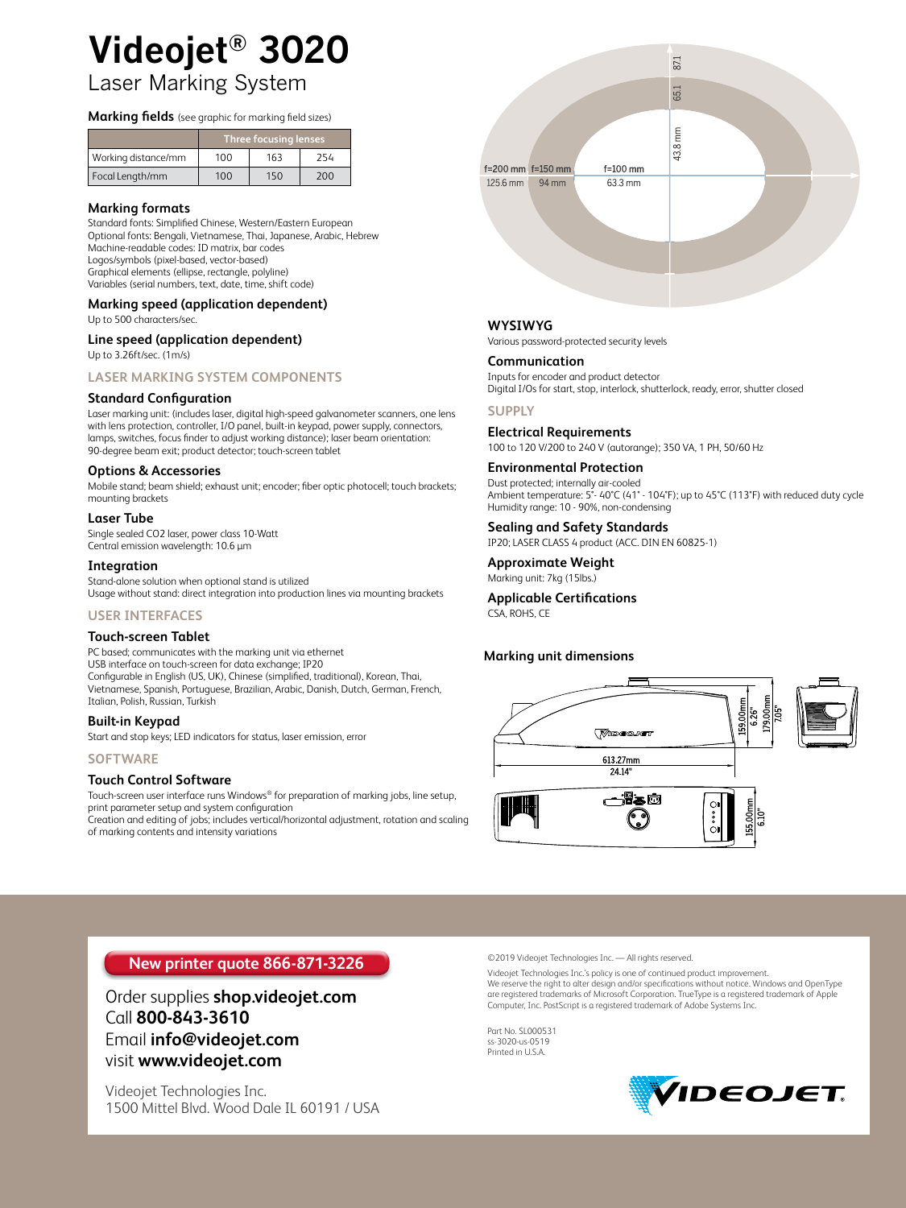# Videojet® 3020

## Laser Marking System

**Marking fields** (see graphic for marking field sizes)

| | Three focusing lenses | | |
|---|---|---|---|
| Working distance/mm | 100 | 163 | 254 |
| Focal Length/mm | 100 | 150 | 200 |

### Marking formats

Standard fonts: Simplified Chinese, Western/Eastern European
Optional fonts: Bengali, Vietnamese, Thai, Japanese, Arabic, Hebrew
Machine-readable codes: ID matrix, bar codes
Logos/symbols (pixel-based, vector-based)
Graphical elements (ellipse, rectangle, polyline)
Variables (serial numbers, text, date, time, shift code)

### Marking speed (application dependent)

Up to 500 characters/sec.

### Line speed (application dependent)

Up to 3.26ft/sec. (1m/s)

## LASER MARKING SYSTEM COMPONENTS

### Standard Configuration

Laser marking unit: (includes laser, digital high-speed galvanometer scanners, one lens with lens protection, controller, I/O panel, built-in keypad, power supply, connectors, lamps, switches, focus finder to adjust working distance); laser beam orientation: 90-degree beam exit; product detector; touch-screen tablet

### Options & Accessories

Mobile stand; beam shield; exhaust unit; encoder; fiber optic photocell; touch brackets; mounting brackets

### Laser Tube

Single sealed CO2 laser, power class 10-Watt
Central emission wavelength: 10.6 µm

### Integration

Stand-alone solution when optional stand is utilized
Usage without stand: direct integration into production lines via mounting brackets

## USER INTERFACES

### Touch-screen Tablet

PC based; communicates with the marking unit via ethernet
USB interface on touch-screen for data exchange; IP20
Configurable in English (US, UK), Chinese (simplified, traditional), Korean, Thai, Vietnamese, Spanish, Portuguese, Brazilian, Arabic, Danish, Dutch, German, French, Italian, Polish, Russian, Turkish

### Built-in Keypad

Start and stop keys; LED indicators for status, laser emission, error

## SOFTWARE

### Touch Control Software

Touch-screen user interface runs Windows® for preparation of marking jobs, line setup, print parameter setup and system configuration
Creation and editing of jobs; includes vertical/horizontal adjustment, rotation and scaling of marking contents and intensity variations

87.1
65.1
43.8 mm
f=200 mm
125.6 mm
f=150 mm
94 mm
f=100 mm
63.3 mm

### WYSIWYG

Various password-protected security levels

### Communication

Inputs for encoder and product detector
Digital I/Os for start, stop, interlock, shutterlock, ready, error, shutter closed

## SUPPLY

### Electrical Requirements

100 to 120 V/200 to 240 V (autorange); 350 VA, 1 PH, 50/60 Hz

### Environmental Protection

Dust protected; internally air-cooled
Ambient temperature: 5°- 40°C (41° - 104°F); up to 45°C (113°F) with reduced duty cycle
Humidity range: 10 - 90%, non-condensing

### Sealing and Safety Standards

IP20; LASER CLASS 4 product (ACC. DIN EN 60825-1)

### Approximate Weight

Marking unit: 7kg (15lbs.)

### Applicable Certifications

CSA, ROHS, CE

### Marking unit dimensions

159.00mm
6.26"
179.00mm
7.05"
613.27mm
24.14"
155.00mm
6.10"

**New printer quote 866-871-3226**

Order supplies **shop.videojet.com**
Call **800-843-3610**
Email **info@videojet.com**
visit **www.videojet.com**

Videojet Technologies Inc.
1500 Mittel Blvd. Wood Dale IL 60191 / USA

©2019 Videojet Technologies Inc. — All rights reserved.

Videojet Technologies Inc.'s policy is one of continued product improvement. We reserve the right to alter design and/or specifications without notice. Windows and OpenType are registered trademarks of Microsoft Corporation. TrueType is a registered trademark of Apple Computer, Inc. PostScript is a registered trademark of Adobe Systems Inc.

Part No. SL000531
ss-3020-us-0519
Printed in U.S.A.